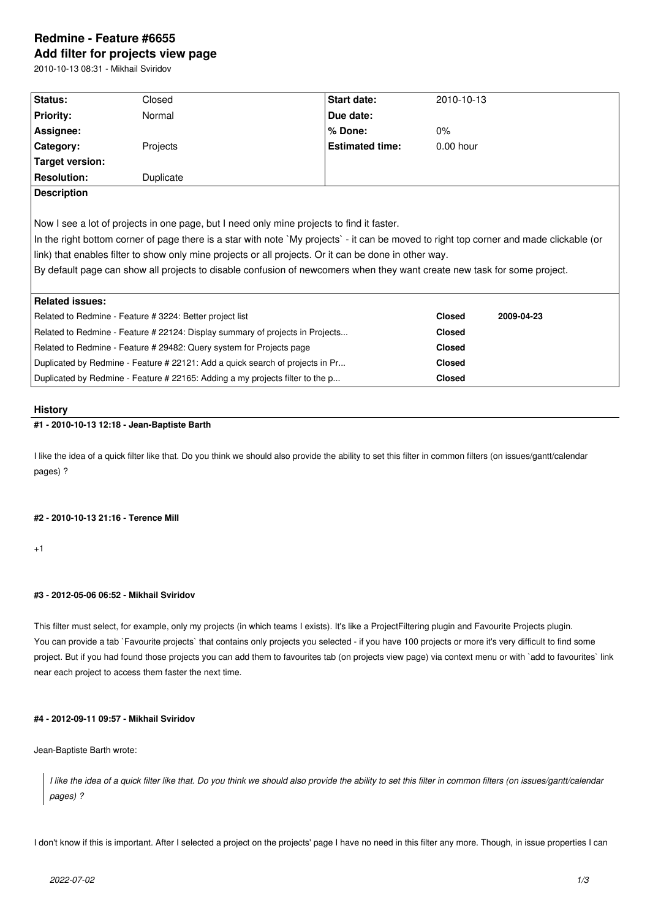# Redmine - Feature #6655

## Add filter for projects view page

2010-10-13 08:31 - Mikhail Sviridov

| Status: | Closed | Start date: | 2010-10-13 |
|---|---|---|---|
| Priority: | Normal | Due date: | |
| Assignee: | | % Done: | 0% |
| Category: | Projects | Estimated time: | 0.00 hour |
| Target version: | | | |
| Resolution: | Duplicate | | |

**Description**

Now I see a lot of projects in one page, but I need only mine projects to find it faster.
In the right bottom corner of page there is a star with note `My projects` - it can be moved to right top corner and made clickable (or link) that enables filter to show only mine projects or all projects. Or it can be done in other way.
By default page can show all projects to disable confusion of newcomers when they want create new task for some project.

**Related issues:**

| | | |
|---|---|---|
| Related to Redmine - Feature # 3224: Better project list | **Closed** | **2009-04-23** |
| Related to Redmine - Feature # 22124: Display summary of projects in Projects... | **Closed** | |
| Related to Redmine - Feature # 29482: Query system for Projects page | **Closed** | |
| Duplicated by Redmine - Feature # 22121: Add a quick search of projects in Pr... | **Closed** | |
| Duplicated by Redmine - Feature # 22165: Adding a my projects filter to the p... | **Closed** | |

## History

#### #1 - 2010-10-13 12:18 - Jean-Baptiste Barth

I like the idea of a quick filter like that. Do you think we should also provide the ability to set this filter in common filters (on issues/gantt/calendar pages) ?

#### #2 - 2010-10-13 21:16 - Terence Mill

+1

#### #3 - 2012-05-06 06:52 - Mikhail Sviridov

This filter must select, for example, only my projects (in which teams I exists). It's like a ProjectFiltering plugin and Favourite Projects plugin.
You can provide a tab `Favourite projects` that contains only projects you selected - if you have 100 projects or more it's very difficult to find some project. But if you had found those projects you can add them to favourites tab (on projects view page) via context menu or with `add to favourites` link near each project to access them faster the next time.

#### #4 - 2012-09-11 09:57 - Mikhail Sviridov

Jean-Baptiste Barth wrote:

> *I like the idea of a quick filter like that. Do you think we should also provide the ability to set this filter in common filters (on issues/gantt/calendar pages) ?*

I don't know if this is important. After I selected a project on the projects' page I have no need in this filter any more. Though, in issue properties I can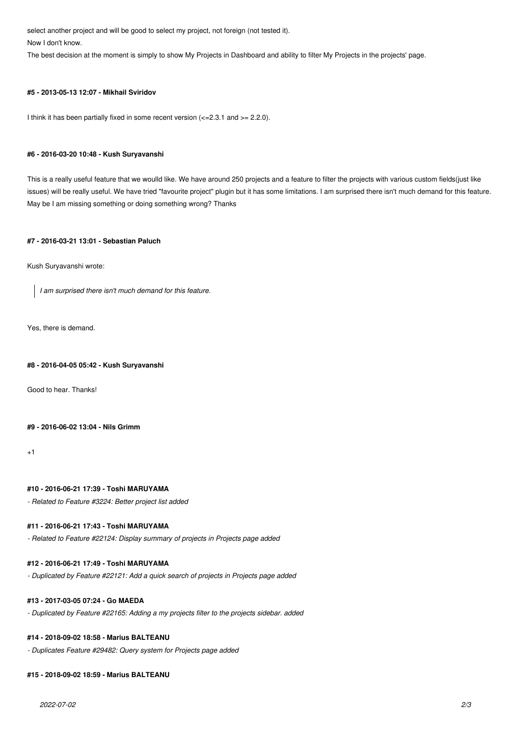select another project and will be good to select my project, not foreign (not tested it).

Now I don't know.

The best decision at the moment is simply to show My Projects in Dashboard and ability to filter My Projects in the projects' page.

#### #5 - 2013-05-13 12:07 - Mikhail Sviridov

I think it has been partially fixed in some recent version (<=2.3.1 and >= 2.2.0).

#### #6 - 2016-03-20 10:48 - Kush Suryavanshi

This is a really useful feature that we woulld like. We have around 250 projects and a feature to filter the projects with various custom fields(just like issues) will be really useful. We have tried "favourite project" plugin but it has some limitations. I am surprised there isn't much demand for this feature. May be I am missing something or doing something wrong? Thanks

#### #7 - 2016-03-21 13:01 - Sebastian Paluch

Kush Suryavanshi wrote:

> *I am surprised there isn't much demand for this feature.*

Yes, there is demand.

#### #8 - 2016-04-05 05:42 - Kush Suryavanshi

Good to hear. Thanks!

#### #9 - 2016-06-02 13:04 - Nils Grimm

+1

#### #10 - 2016-06-21 17:39 - Toshi MARUYAMA

*- Related to Feature #3224: Better project list added*

#### #11 - 2016-06-21 17:43 - Toshi MARUYAMA

*- Related to Feature #22124: Display summary of projects in Projects page added*

#### #12 - 2016-06-21 17:49 - Toshi MARUYAMA

*- Duplicated by Feature #22121: Add a quick search of projects in Projects page added*

#### #13 - 2017-03-05 07:24 - Go MAEDA

*- Duplicated by Feature #22165: Adding a my projects filter to the projects sidebar. added*

#### #14 - 2018-09-02 18:58 - Marius BALTEANU

*- Duplicates Feature #29482: Query system for Projects page added*

#### #15 - 2018-09-02 18:59 - Marius BALTEANU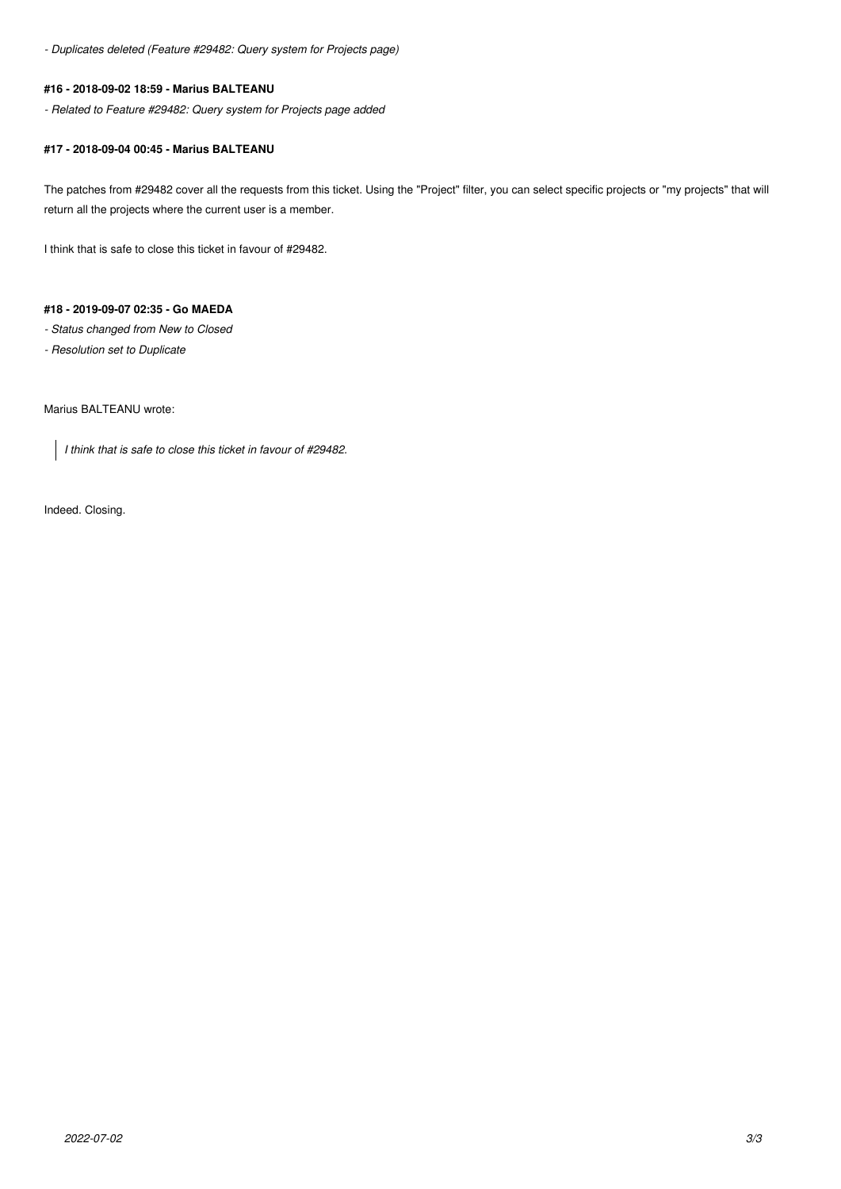*- Duplicates deleted (Feature #29482: Query system for Projects page)*

#### #16 - 2018-09-02 18:59 - Marius BALTEANU

*- Related to Feature #29482: Query system for Projects page added*

#### #17 - 2018-09-04 00:45 - Marius BALTEANU

The patches from #29482 cover all the requests from this ticket. Using the "Project" filter, you can select specific projects or "my projects" that will return all the projects where the current user is a member.

I think that is safe to close this ticket in favour of #29482.

#### #18 - 2019-09-07 02:35 - Go MAEDA

*- Status changed from New to Closed*

*- Resolution set to Duplicate*

Marius BALTEANU wrote:

> *I think that is safe to close this ticket in favour of #29482.*

Indeed. Closing.